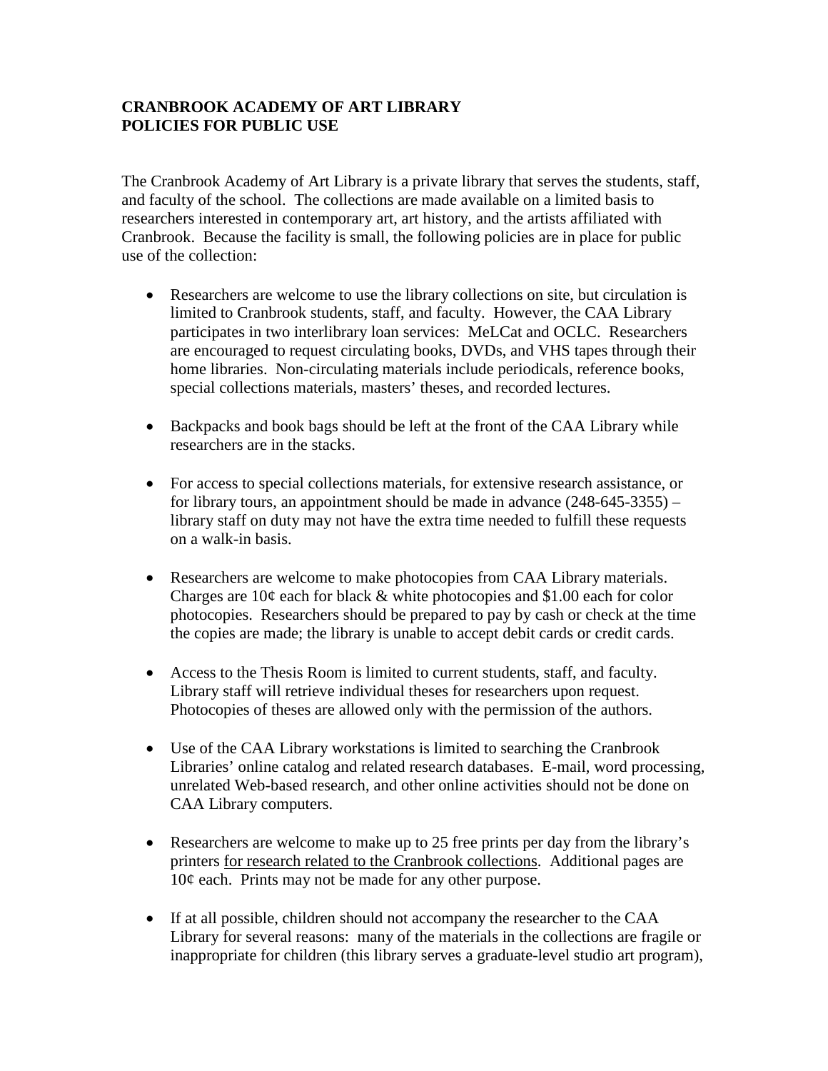**CRANBROOK ACADEMY OF ART LIBRARY**
**POLICIES FOR PUBLIC USE**

The Cranbrook Academy of Art Library is a private library that serves the students, staff, and faculty of the school. The collections are made available on a limited basis to researchers interested in contemporary art, art history, and the artists affiliated with Cranbrook. Because the facility is small, the following policies are in place for public use of the collection:

- Researchers are welcome to use the library collections on site, but circulation is limited to Cranbrook students, staff, and faculty. However, the CAA Library participates in two interlibrary loan services: MeLCat and OCLC. Researchers are encouraged to request circulating books, DVDs, and VHS tapes through their home libraries. Non-circulating materials include periodicals, reference books, special collections materials, masters' theses, and recorded lectures.

- Backpacks and book bags should be left at the front of the CAA Library while researchers are in the stacks.

- For access to special collections materials, for extensive research assistance, or for library tours, an appointment should be made in advance (248-645-3355) – library staff on duty may not have the extra time needed to fulfill these requests on a walk-in basis.

- Researchers are welcome to make photocopies from CAA Library materials. Charges are 10¢ each for black & white photocopies and $1.00 each for color photocopies. Researchers should be prepared to pay by cash or check at the time the copies are made; the library is unable to accept debit cards or credit cards.

- Access to the Thesis Room is limited to current students, staff, and faculty. Library staff will retrieve individual theses for researchers upon request. Photocopies of theses are allowed only with the permission of the authors.

- Use of the CAA Library workstations is limited to searching the Cranbrook Libraries' online catalog and related research databases. E-mail, word processing, unrelated Web-based research, and other online activities should not be done on CAA Library computers.

- Researchers are welcome to make up to 25 free prints per day from the library's printers <u>for research related to the Cranbrook collections</u>. Additional pages are 10¢ each. Prints may not be made for any other purpose.

- If at all possible, children should not accompany the researcher to the CAA Library for several reasons: many of the materials in the collections are fragile or inappropriate for children (this library serves a graduate-level studio art program),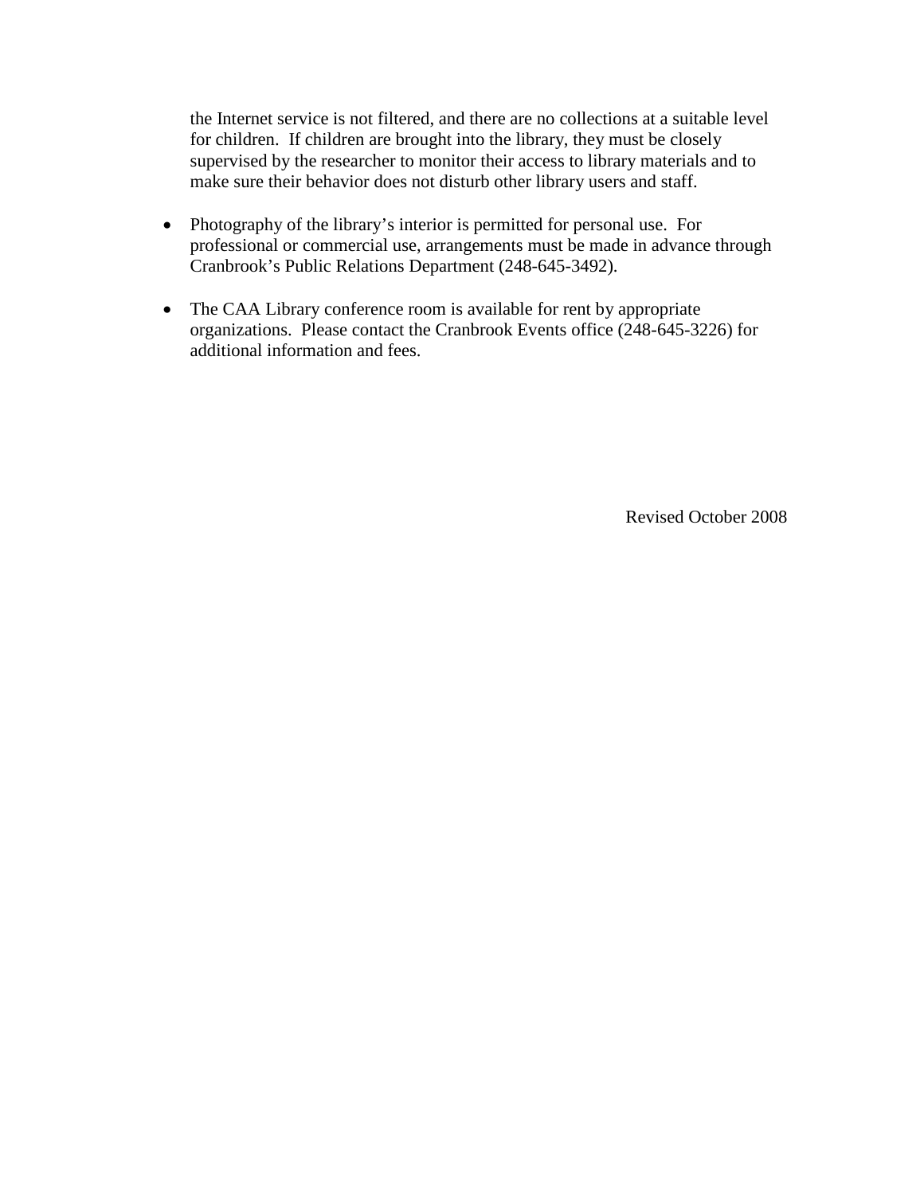the Internet service is not filtered, and there are no collections at a suitable level for children. If children are brought into the library, they must be closely supervised by the researcher to monitor their access to library materials and to make sure their behavior does not disturb other library users and staff.

- Photography of the library's interior is permitted for personal use. For professional or commercial use, arrangements must be made in advance through Cranbrook's Public Relations Department (248-645-3492).

- The CAA Library conference room is available for rent by appropriate organizations. Please contact the Cranbrook Events office (248-645-3226) for additional information and fees.

Revised October 2008